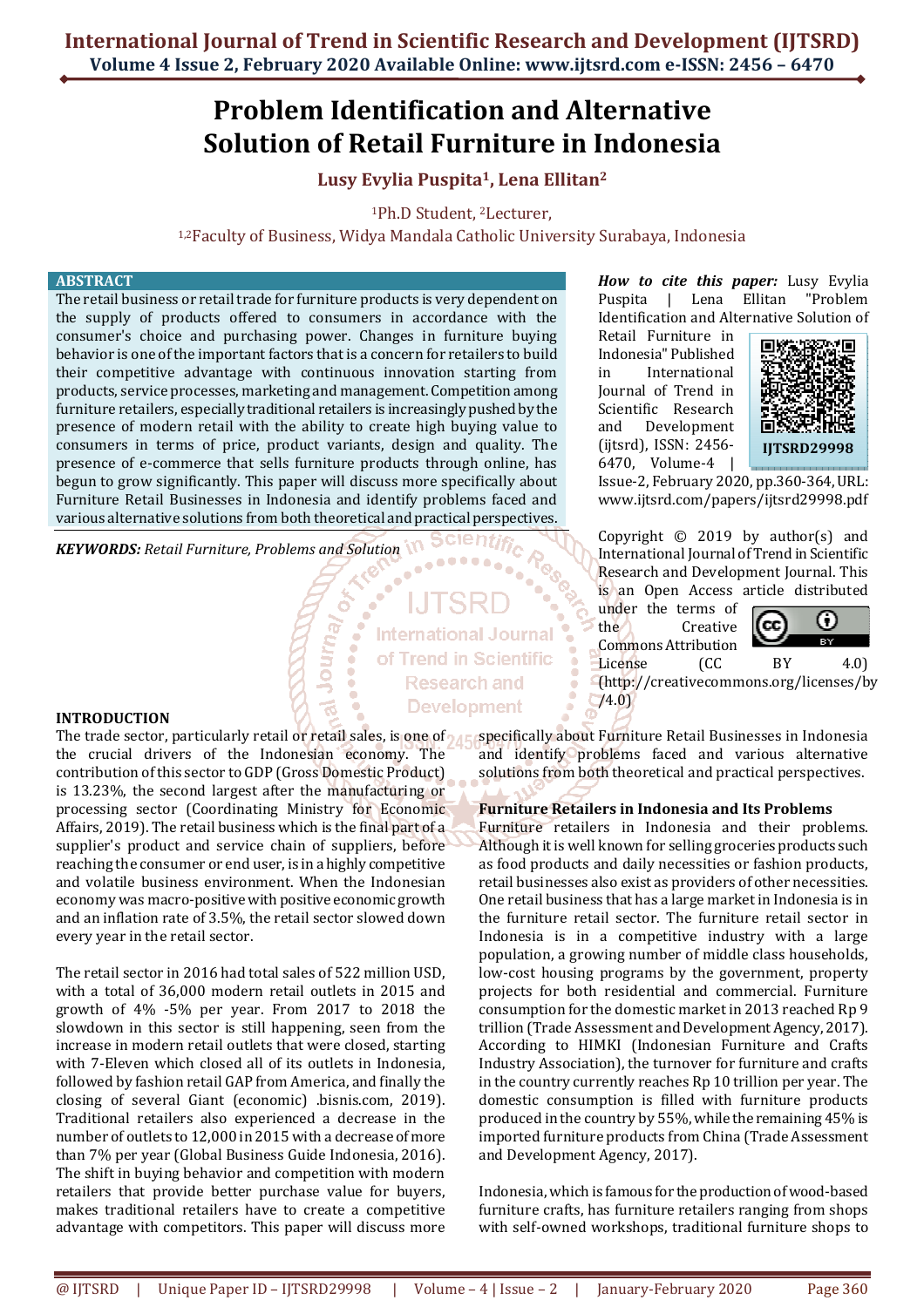# Problem Identification and Alternative Solution of Retail Furniture in Indonesia

**Lusy Evylia Puspita[1], Lena Ellitan[2]**

[1]Ph.D Student, [2]Lecturer,

[1,2]Faculty of Business, Widya Mandala Catholic University Surabaya, Indonesia

## ABSTRACT

The retail business or retail trade for furniture products is very dependent on the supply of products offered to consumers in accordance with the consumer's choice and purchasing power. Changes in furniture buying behavior is one of the important factors that is a concern for retailers to build their competitive advantage with continuous innovation starting from products, service processes, marketing and management. Competition among furniture retailers, especially traditional retailers is increasingly pushed by the presence of modern retail with the ability to create high buying value to consumers in terms of price, product variants, design and quality. The presence of e-commerce that sells furniture products through online, has begun to grow significantly. This paper will discuss more specifically about Furniture Retail Businesses in Indonesia and identify problems faced and various alternative solutions from both theoretical and practical perspectives.

***KEYWORDS:*** *Retail Furniture, Problems and Solution*

***How to cite this paper:*** Lusy Evylia Puspita | Lena Ellitan "Problem Identification and Alternative Solution of Retail Furniture in Indonesia" Published in International Journal of Trend in Scientific Research and Development (ijtsrd), ISSN: 2456-6470, Volume-4 | Issue-2, February 2020, pp.360-364, URL: www.ijtsrd.com/papers/ijtsrd29998.pdf

IJTSRD29998

Copyright © 2019 by author(s) and International Journal of Trend in Scientific Research and Development Journal. This is an Open Access article distributed under the terms of the Creative Commons Attribution License (CC BY 4.0) (http://creativecommons.org/licenses/by/4.0)

## INTRODUCTION

The trade sector, particularly retail or retail sales, is one of the crucial drivers of the Indonesian economy. The contribution of this sector to GDP (Gross Domestic Product) is 13.23%, the second largest after the manufacturing or processing sector (Coordinating Ministry for Economic Affairs, 2019). The retail business which is the final part of a supplier's product and service chain of suppliers, before reaching the consumer or end user, is in a highly competitive and volatile business environment. When the Indonesian economy was macro-positive with positive economic growth and an inflation rate of 3.5%, the retail sector slowed down every year in the retail sector.

The retail sector in 2016 had total sales of 522 million USD, with a total of 36,000 modern retail outlets in 2015 and growth of 4% -5% per year. From 2017 to 2018 the slowdown in this sector is still happening, seen from the increase in modern retail outlets that were closed, starting with 7-Eleven which closed all of its outlets in Indonesia, followed by fashion retail GAP from America, and finally the closing of several Giant (economic) .bisnis.com, 2019). Traditional retailers also experienced a decrease in the number of outlets to 12,000 in 2015 with a decrease of more than 7% per year (Global Business Guide Indonesia, 2016). The shift in buying behavior and competition with modern retailers that provide better purchase value for buyers, makes traditional retailers have to create a competitive advantage with competitors. This paper will discuss more specifically about Furniture Retail Businesses in Indonesia and identify problems faced and various alternative solutions from both theoretical and practical perspectives.

## Furniture Retailers in Indonesia and Its Problems

Furniture retailers in Indonesia and their problems. Although it is well known for selling groceries products such as food products and daily necessities or fashion products, retail businesses also exist as providers of other necessities. One retail business that has a large market in Indonesia is in the furniture retail sector. The furniture retail sector in Indonesia is in a competitive industry with a large population, a growing number of middle class households, low-cost housing programs by the government, property projects for both residential and commercial. Furniture consumption for the domestic market in 2013 reached Rp 9 trillion (Trade Assessment and Development Agency, 2017). According to HIMKI (Indonesian Furniture and Crafts Industry Association), the turnover for furniture and crafts in the country currently reaches Rp 10 trillion per year. The domestic consumption is filled with furniture products produced in the country by 55%, while the remaining 45% is imported furniture products from China (Trade Assessment and Development Agency, 2017).

Indonesia, which is famous for the production of wood-based furniture crafts, has furniture retailers ranging from shops with self-owned workshops, traditional furniture shops to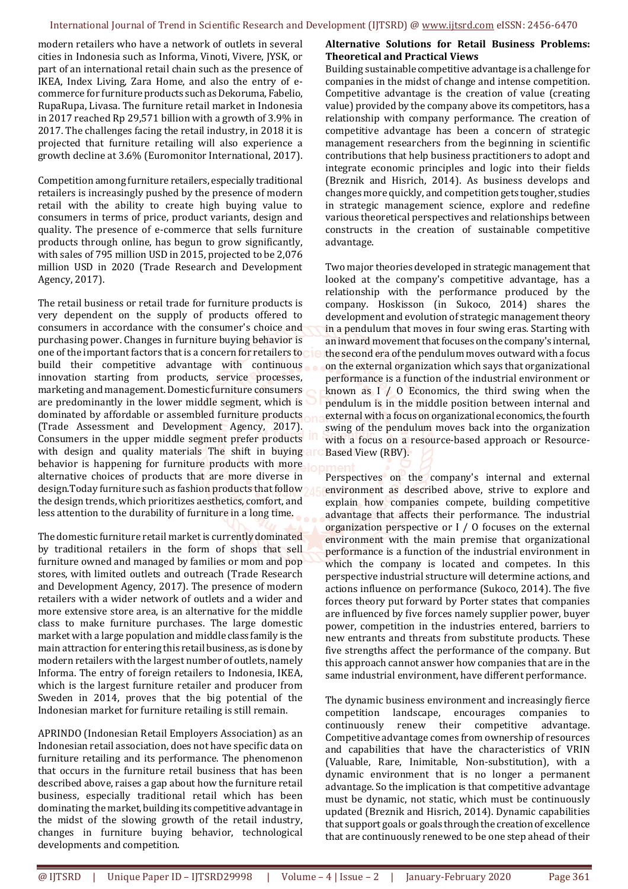modern retailers who have a network of outlets in several cities in Indonesia such as Informa, Vinoti, Vivere, JYSK, or part of an international retail chain such as the presence of IKEA, Index Living, Zara Home, and also the entry of e-commerce for furniture products such as Dekoruma, Fabelio, RupaRupa, Livasa. The furniture retail market in Indonesia in 2017 reached Rp 29,571 billion with a growth of 3.9% in 2017. The challenges facing the retail industry, in 2018 it is projected that furniture retailing will also experience a growth decline at 3.6% (Euromonitor International, 2017).

Competition among furniture retailers, especially traditional retailers is increasingly pushed by the presence of modern retail with the ability to create high buying value to consumers in terms of price, product variants, design and quality. The presence of e-commerce that sells furniture products through online, has begun to grow significantly, with sales of 795 million USD in 2015, projected to be 2,076 million USD in 2020 (Trade Research and Development Agency, 2017).

The retail business or retail trade for furniture products is very dependent on the supply of products offered to consumers in accordance with the consumer's choice and purchasing power. Changes in furniture buying behavior is one of the important factors that is a concern for retailers to build their competitive advantage with continuous innovation starting from products, service processes, marketing and management. Domestic furniture consumers are predominantly in the lower middle segment, which is dominated by affordable or assembled furniture products (Trade Assessment and Development Agency, 2017). Consumers in the upper middle segment prefer products with design and quality materials The shift in buying behavior is happening for furniture products with more alternative choices of products that are more diverse in design.Today furniture such as fashion products that follow the design trends, which prioritizes aesthetics, comfort, and less attention to the durability of furniture in a long time.

The domestic furniture retail market is currently dominated by traditional retailers in the form of shops that sell furniture owned and managed by families or mom and pop stores, with limited outlets and outreach (Trade Research and Development Agency, 2017). The presence of modern retailers with a wider network of outlets and a wider and more extensive store area, is an alternative for the middle class to make furniture purchases. The large domestic market with a large population and middle class family is the main attraction for entering this retail business, as is done by modern retailers with the largest number of outlets, namely Informa. The entry of foreign retailers to Indonesia, IKEA, which is the largest furniture retailer and producer from Sweden in 2014, proves that the big potential of the Indonesian market for furniture retailing is still remain.

APRINDO (Indonesian Retail Employers Association) as an Indonesian retail association, does not have specific data on furniture retailing and its performance. The phenomenon that occurs in the furniture retail business that has been described above, raises a gap about how the furniture retail business, especially traditional retail which has been dominating the market, building its competitive advantage in the midst of the slowing growth of the retail industry, changes in furniture buying behavior, technological developments and competition.

**Alternative Solutions for Retail Business Problems: Theoretical and Practical Views**

Building sustainable competitive advantage is a challenge for companies in the midst of change and intense competition. Competitive advantage is the creation of value (creating value) provided by the company above its competitors, has a relationship with company performance. The creation of competitive advantage has been a concern of strategic management researchers from the beginning in scientific contributions that help business practitioners to adopt and integrate economic principles and logic into their fields (Breznik and Hisrich, 2014). As business develops and changes more quickly, and competition gets tougher, studies in strategic management science, explore and redefine various theoretical perspectives and relationships between constructs in the creation of sustainable competitive advantage.

Two major theories developed in strategic management that looked at the company's competitive advantage, has a relationship with the performance produced by the company. Hoskisson (in Sukoco, 2014) shares the development and evolution of strategic management theory in a pendulum that moves in four swing eras. Starting with an inward movement that focuses on the company's internal, the second era of the pendulum moves outward with a focus on the external organization which says that organizational performance is a function of the industrial environment or known as I / O Economics, the third swing when the pendulum is in the middle position between internal and external with a focus on organizational economics, the fourth swing of the pendulum moves back into the organization with a focus on a resource-based approach or Resource-Based View (RBV).

Perspectives on the company's internal and external environment as described above, strive to explore and explain how companies compete, building competitive advantage that affects their performance. The industrial organization perspective or I / O focuses on the external environment with the main premise that organizational performance is a function of the industrial environment in which the company is located and competes. In this perspective industrial structure will determine actions, and actions influence on performance (Sukoco, 2014). The five forces theory put forward by Porter states that companies are influenced by five forces namely supplier power, buyer power, competition in the industries entered, barriers to new entrants and threats from substitute products. These five strengths affect the performance of the company. But this approach cannot answer how companies that are in the same industrial environment, have different performance.

The dynamic business environment and increasingly fierce competition landscape, encourages companies to continuously renew their competitive advantage. Competitive advantage comes from ownership of resources and capabilities that have the characteristics of VRIN (Valuable, Rare, Inimitable, Non-substitution), with a dynamic environment that is no longer a permanent advantage. So the implication is that competitive advantage must be dynamic, not static, which must be continuously updated (Breznik and Hisrich, 2014). Dynamic capabilities that support goals or goals through the creation of excellence that are continuously renewed to be one step ahead of their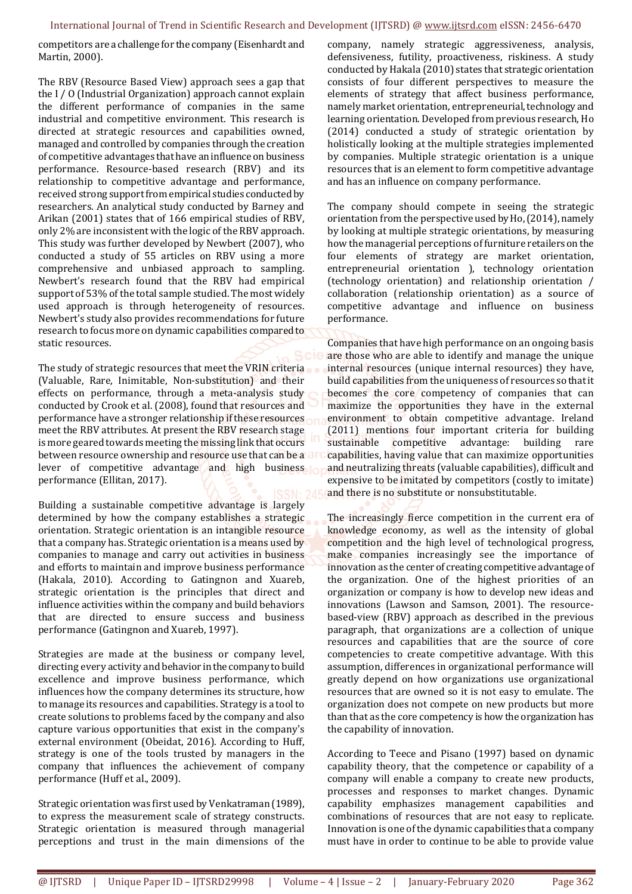competitors are a challenge for the company (Eisenhardt and Martin, 2000).

The RBV (Resource Based View) approach sees a gap that the I / O (Industrial Organization) approach cannot explain the different performance of companies in the same industrial and competitive environment. This research is directed at strategic resources and capabilities owned, managed and controlled by companies through the creation of competitive advantages that have an influence on business performance. Resource-based research (RBV) and its relationship to competitive advantage and performance, received strong support from empirical studies conducted by researchers. An analytical study conducted by Barney and Arikan (2001) states that of 166 empirical studies of RBV, only 2% are inconsistent with the logic of the RBV approach. This study was further developed by Newbert (2007), who conducted a study of 55 articles on RBV using a more comprehensive and unbiased approach to sampling. Newbert's research found that the RBV had empirical support of 53% of the total sample studied. The most widely used approach is through heterogeneity of resources. Newbert's study also provides recommendations for future research to focus more on dynamic capabilities compared to static resources.

The study of strategic resources that meet the VRIN criteria (Valuable, Rare, Inimitable, Non-substitution) and their effects on performance, through a meta-analysis study conducted by Crook et al. (2008), found that resources and performance have a stronger relationship if these resources meet the RBV attributes. At present the RBV research stage is more geared towards meeting the missing link that occurs between resource ownership and resource use that can be a lever of competitive advantage and high business performance (Ellitan, 2017).

Building a sustainable competitive advantage is largely determined by how the company establishes a strategic orientation. Strategic orientation is an intangible resource that a company has. Strategic orientation is a means used by companies to manage and carry out activities in business and efforts to maintain and improve business performance (Hakala, 2010). According to Gatingnon and Xuareb, strategic orientation is the principles that direct and influence activities within the company and build behaviors that are directed to ensure success and business performance (Gatingnon and Xuareb, 1997).

Strategies are made at the business or company level, directing every activity and behavior in the company to build excellence and improve business performance, which influences how the company determines its structure, how to manage its resources and capabilities. Strategy is a tool to create solutions to problems faced by the company and also capture various opportunities that exist in the company's external environment (Obeidat, 2016). According to Huff, strategy is one of the tools trusted by managers in the company that influences the achievement of company performance (Huff et al., 2009).

Strategic orientation was first used by Venkatraman (1989), to express the measurement scale of strategy constructs. Strategic orientation is measured through managerial perceptions and trust in the main dimensions of the company, namely strategic aggressiveness, analysis, defensiveness, futility, proactiveness, riskiness. A study conducted by Hakala (2010) states that strategic orientation consists of four different perspectives to measure the elements of strategy that affect business performance, namely market orientation, entrepreneurial, technology and learning orientation. Developed from previous research, Ho (2014) conducted a study of strategic orientation by holistically looking at the multiple strategies implemented by companies. Multiple strategic orientation is a unique resources that is an element to form competitive advantage and has an influence on company performance.

The company should compete in seeing the strategic orientation from the perspective used by Ho, (2014), namely by looking at multiple strategic orientations, by measuring how the managerial perceptions of furniture retailers on the four elements of strategy are market orientation, entrepreneurial orientation ), technology orientation (technology orientation) and relationship orientation / collaboration (relationship orientation) as a source of competitive advantage and influence on business performance.

Companies that have high performance on an ongoing basis are those who are able to identify and manage the unique internal resources (unique internal resources) they have, build capabilities from the uniqueness of resources so that it becomes the core competency of companies that can maximize the opportunities they have in the external environment to obtain competitive advantage. Ireland (2011) mentions four important criteria for building sustainable competitive advantage: building rare capabilities, having value that can maximize opportunities and neutralizing threats (valuable capabilities), difficult and expensive to be imitated by competitors (costly to imitate) and there is no substitute or nonsubstitutable.

The increasingly fierce competition in the current era of knowledge economy, as well as the intensity of global competition and the high level of technological progress, make companies increasingly see the importance of innovation as the center of creating competitive advantage of the organization. One of the highest priorities of an organization or company is how to develop new ideas and innovations (Lawson and Samson, 2001). The resource-based-view (RBV) approach as described in the previous paragraph, that organizations are a collection of unique resources and capabilities that are the source of core competencies to create competitive advantage. With this assumption, differences in organizational performance will greatly depend on how organizations use organizational resources that are owned so it is not easy to emulate. The organization does not compete on new products but more than that as the core competency is how the organization has the capability of innovation.

According to Teece and Pisano (1997) based on dynamic capability theory, that the competence or capability of a company will enable a company to create new products, processes and responses to market changes. Dynamic capability emphasizes management capabilities and combinations of resources that are not easy to replicate. Innovation is one of the dynamic capabilities that a company must have in order to continue to be able to provide value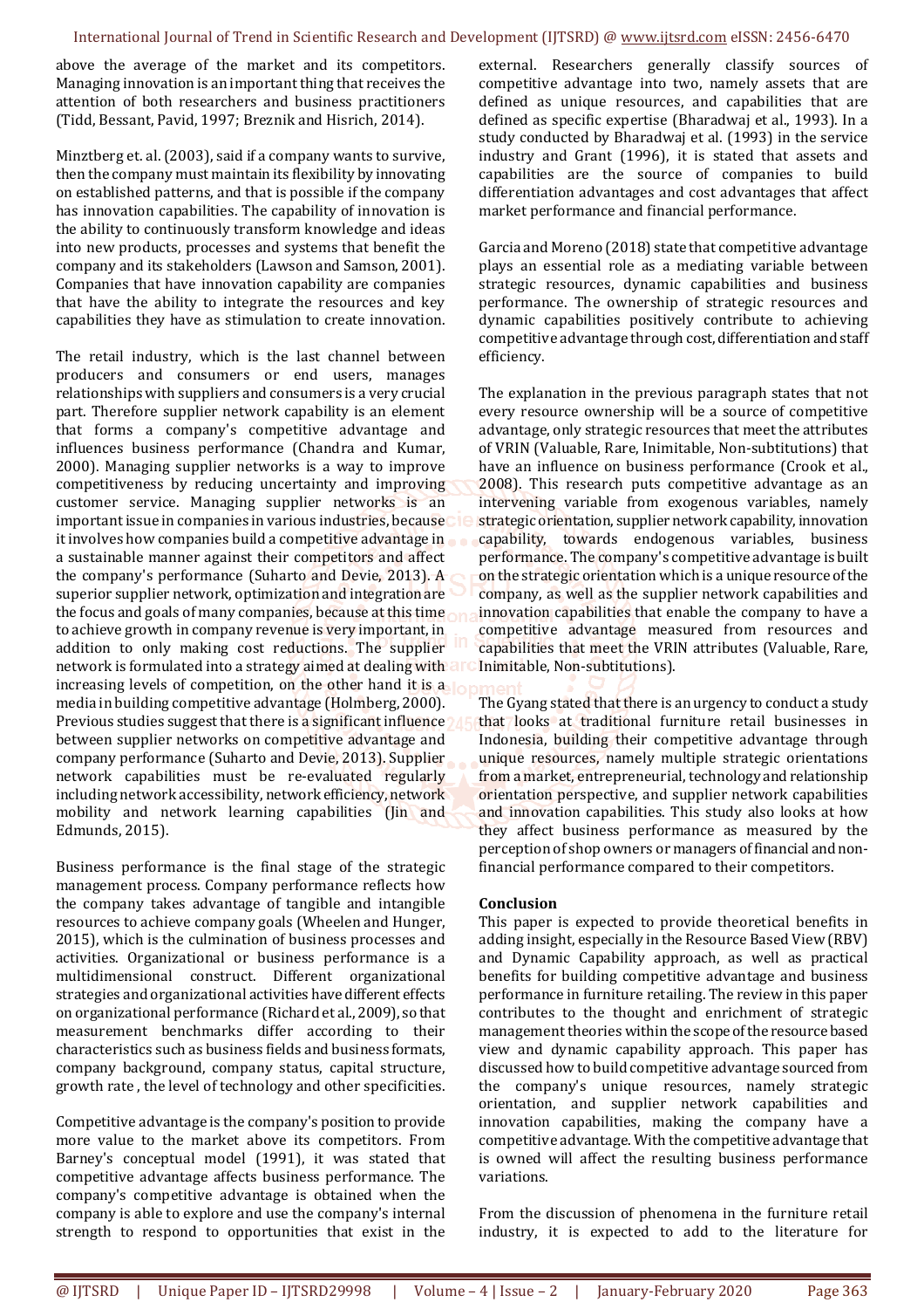above the average of the market and its competitors. Managing innovation is an important thing that receives the attention of both researchers and business practitioners (Tidd, Bessant, Pavid, 1997; Breznik and Hisrich, 2014).

Minztberg et. al. (2003), said if a company wants to survive, then the company must maintain its flexibility by innovating on established patterns, and that is possible if the company has innovation capabilities. The capability of innovation is the ability to continuously transform knowledge and ideas into new products, processes and systems that benefit the company and its stakeholders (Lawson and Samson, 2001). Companies that have innovation capability are companies that have the ability to integrate the resources and key capabilities they have as stimulation to create innovation.

The retail industry, which is the last channel between producers and consumers or end users, manages relationships with suppliers and consumers is a very crucial part. Therefore supplier network capability is an element that forms a company's competitive advantage and influences business performance (Chandra and Kumar, 2000). Managing supplier networks is a way to improve competitiveness by reducing uncertainty and improving customer service. Managing supplier networks is an important issue in companies in various industries, because it involves how companies build a competitive advantage in a sustainable manner against their competitors and affect the company's performance (Suharto and Devie, 2013). A superior supplier network, optimization and integration are the focus and goals of many companies, because at this time to achieve growth in company revenue is very important, in addition to only making cost reductions. The supplier network is formulated into a strategy aimed at dealing with increasing levels of competition, on the other hand it is a media in building competitive advantage (Holmberg, 2000). Previous studies suggest that there is a significant influence between supplier networks on competitive advantage and company performance (Suharto and Devie, 2013). Supplier network capabilities must be re-evaluated regularly including network accessibility, network efficiency, network mobility and network learning capabilities (Jin and Edmunds, 2015).

Business performance is the final stage of the strategic management process. Company performance reflects how the company takes advantage of tangible and intangible resources to achieve company goals (Wheelen and Hunger, 2015), which is the culmination of business processes and activities. Organizational or business performance is a multidimensional construct. Different organizational strategies and organizational activities have different effects on organizational performance (Richard et al., 2009), so that measurement benchmarks differ according to their characteristics such as business fields and business formats, company background, company status, capital structure, growth rate , the level of technology and other specificities.

Competitive advantage is the company's position to provide more value to the market above its competitors. From Barney's conceptual model (1991), it was stated that competitive advantage affects business performance. The company's competitive advantage is obtained when the company is able to explore and use the company's internal strength to respond to opportunities that exist in the external. Researchers generally classify sources of competitive advantage into two, namely assets that are defined as unique resources, and capabilities that are defined as specific expertise (Bharadwaj et al., 1993). In a study conducted by Bharadwaj et al. (1993) in the service industry and Grant (1996), it is stated that assets and capabilities are the source of companies to build differentiation advantages and cost advantages that affect market performance and financial performance.

Garcia and Moreno (2018) state that competitive advantage plays an essential role as a mediating variable between strategic resources, dynamic capabilities and business performance. The ownership of strategic resources and dynamic capabilities positively contribute to achieving competitive advantage through cost, differentiation and staff efficiency.

The explanation in the previous paragraph states that not every resource ownership will be a source of competitive advantage, only strategic resources that meet the attributes of VRIN (Valuable, Rare, Inimitable, Non-subtitutions) that have an influence on business performance (Crook et al., 2008). This research puts competitive advantage as an intervening variable from exogenous variables, namely strategic orientation, supplier network capability, innovation capability, towards endogenous variables, business performance. The company's competitive advantage is built on the strategic orientation which is a unique resource of the company, as well as the supplier network capabilities and innovation capabilities that enable the company to have a competitive advantage measured from resources and capabilities that meet the VRIN attributes (Valuable, Rare, Inimitable, Non-subtitutions).

The Gyang stated that there is an urgency to conduct a study that looks at traditional furniture retail businesses in Indonesia, building their competitive advantage through unique resources, namely multiple strategic orientations from a market, entrepreneurial, technology and relationship orientation perspective, and supplier network capabilities and innovation capabilities. This study also looks at how they affect business performance as measured by the perception of shop owners or managers of financial and non-financial performance compared to their competitors.

## Conclusion

This paper is expected to provide theoretical benefits in adding insight, especially in the Resource Based View (RBV) and Dynamic Capability approach, as well as practical benefits for building competitive advantage and business performance in furniture retailing. The review in this paper contributes to the thought and enrichment of strategic management theories within the scope of the resource based view and dynamic capability approach. This paper has discussed how to build competitive advantage sourced from the company's unique resources, namely strategic orientation, and supplier network capabilities and innovation capabilities, making the company have a competitive advantage. With the competitive advantage that is owned will affect the resulting business performance variations.

From the discussion of phenomena in the furniture retail industry, it is expected to add to the literature for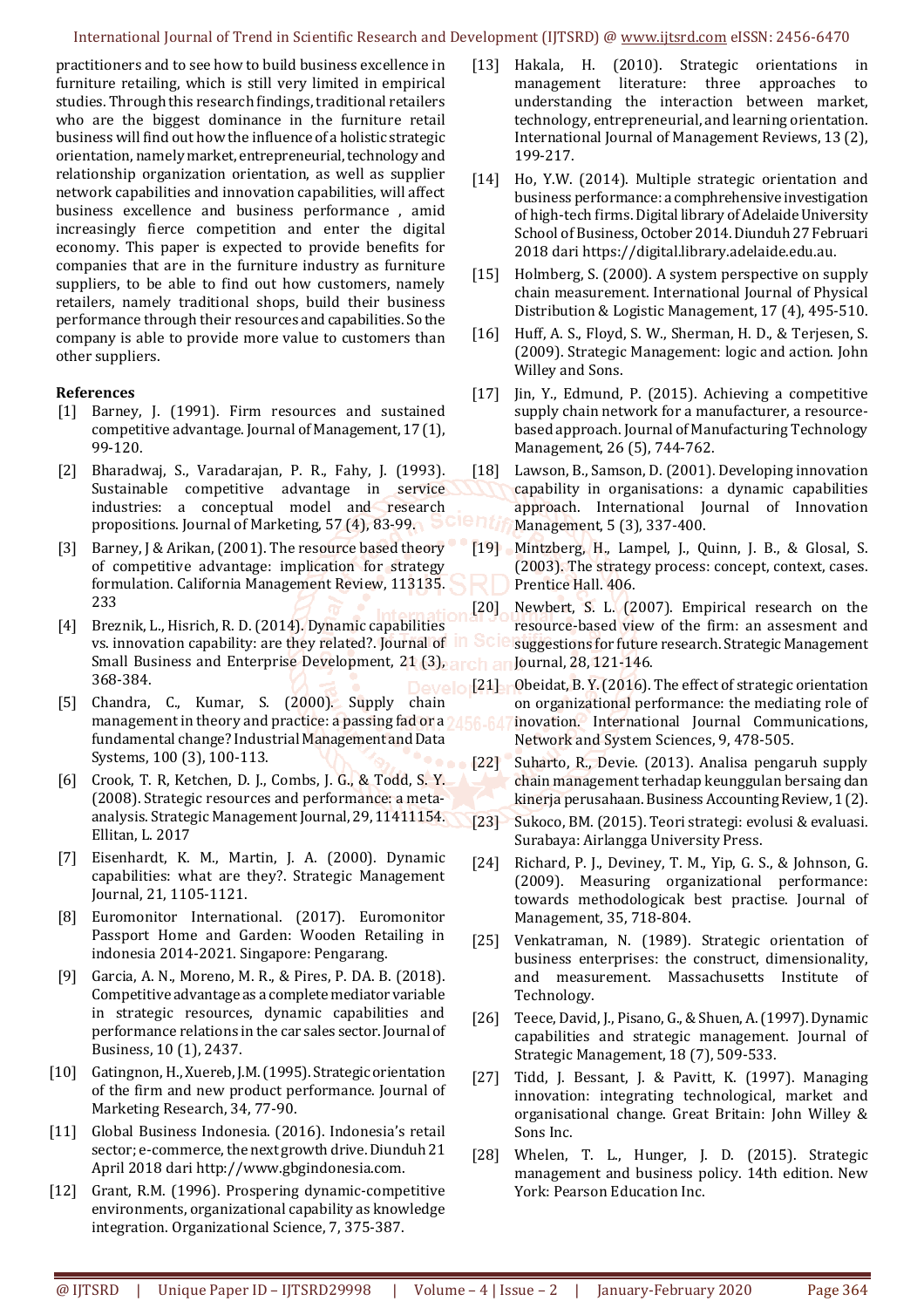practitioners and to see how to build business excellence in furniture retailing, which is still very limited in empirical studies. Through this research findings, traditional retailers who are the biggest dominance in the furniture retail business will find out how the influence of a holistic strategic orientation, namely market, entrepreneurial, technology and relationship organization orientation, as well as supplier network capabilities and innovation capabilities, will affect business excellence and business performance , amid increasingly fierce competition and enter the digital economy. This paper is expected to provide benefits for companies that are in the furniture industry as furniture suppliers, to be able to find out how customers, namely retailers, namely traditional shops, build their business performance through their resources and capabilities. So the company is able to provide more value to customers than other suppliers.

**References**

[1] Barney, J. (1991). Firm resources and sustained competitive advantage. Journal of Management, 17 (1), 99-120.

[2] Bharadwaj, S., Varadarajan, P. R., Fahy, J. (1993). Sustainable competitive advantage in service industries: a conceptual model and research propositions. Journal of Marketing, 57 (4), 83-99.

[3] Barney, J & Arikan, (2001). The resource based theory of competitive advantage: implication for strategy formulation. California Management Review, 113135. 233

[4] Breznik, L., Hisrich, R. D. (2014). Dynamic capabilities vs. innovation capability: are they related?. Journal of Small Business and Enterprise Development, 21 (3), 368-384.

[5] Chandra, C., Kumar, S. (2000). Supply chain management in theory and practice: a passing fad or a fundamental change? Industrial Management and Data Systems, 100 (3), 100-113.

[6] Crook, T. R, Ketchen, D. J., Combs, J. G., & Todd, S. Y. (2008). Strategic resources and performance: a meta-analysis. Strategic Management Journal, 29, 11411154. Ellitan, L. 2017

[7] Eisenhardt, K. M., Martin, J. A. (2000). Dynamic capabilities: what are they?. Strategic Management Journal, 21, 1105-1121.

[8] Euromonitor International. (2017). Euromonitor Passport Home and Garden: Wooden Retailing in indonesia 2014-2021. Singapore: Pengarang.

[9] Garcia, A. N., Moreno, M. R., & Pires, P. DA. B. (2018). Competitive advantage as a complete mediator variable in strategic resources, dynamic capabilities and performance relations in the car sales sector. Journal of Business, 10 (1), 2437.

[10] Gatingnon, H., Xuereb, J.M. (1995). Strategic orientation of the firm and new product performance. Journal of Marketing Research, 34, 77-90.

[11] Global Business Indonesia. (2016). Indonesia's retail sector; e-commerce, the next growth drive. Diunduh 21 April 2018 dari http://www.gbgindonesia.com.

[12] Grant, R.M. (1996). Prospering dynamic-competitive environments, organizational capability as knowledge integration. Organizational Science, 7, 375-387.

[13] Hakala, H. (2010). Strategic orientations in management literature: three approaches to understanding the interaction between market, technology, entrepreneurial, and learning orientation. International Journal of Management Reviews, 13 (2), 199-217.

[14] Ho, Y.W. (2014). Multiple strategic orientation and business performance: a comphrehensive investigation of high-tech firms. Digital library of Adelaide University School of Business, October 2014. Diunduh 27 Februari 2018 dari https://digital.library.adelaide.edu.au.

[15] Holmberg, S. (2000). A system perspective on supply chain measurement. International Journal of Physical Distribution & Logistic Management, 17 (4), 495-510.

[16] Huff, A. S., Floyd, S. W., Sherman, H. D., & Terjesen, S. (2009). Strategic Management: logic and action. John Willey and Sons.

[17] Jin, Y., Edmund, P. (2015). Achieving a competitive supply chain network for a manufacturer, a resource-based approach. Journal of Manufacturing Technology Management, 26 (5), 744-762.

[18] Lawson, B., Samson, D. (2001). Developing innovation capability in organisations: a dynamic capabilities approach. International Journal of Innovation Management, 5 (3), 337-400.

[19] Mintzberg, H., Lampel, J., Quinn, J. B., & Glosal, S. (2003). The strategy process: concept, context, cases. Prentice Hall. 406.

[20] Newbert, S. L. (2007). Empirical research on the resource-based view of the firm: an assesment and suggestions for future research. Strategic Management Journal, 28, 121-146.

[21] Obeidat, B. Y. (2016). The effect of strategic orientation on organizational performance: the mediating role of inovation. International Journal Communications, Network and System Sciences, 9, 478-505.

[22] Suharto, R., Devie. (2013). Analisa pengaruh supply chain management terhadap keunggulan bersaing dan kinerja perusahaan. Business Accounting Review, 1 (2).

[23] Sukoco, BM. (2015). Teori strategi: evolusi & evaluasi. Surabaya: Airlangga University Press.

[24] Richard, P. J., Deviney, T. M., Yip, G. S., & Johnson, G. (2009). Measuring organizational performance: towards methodologicak best practise. Journal of Management, 35, 718-804.

[25] Venkatraman, N. (1989). Strategic orientation of business enterprises: the construct, dimensionality, and measurement. Massachusetts Institute of Technology.

[26] Teece, David, J., Pisano, G., & Shuen, A. (1997). Dynamic capabilities and strategic management. Journal of Strategic Management, 18 (7), 509-533.

[27] Tidd, J. Bessant, J. & Pavitt, K. (1997). Managing innovation: integrating technological, market and organisational change. Great Britain: John Willey & Sons Inc.

[28] Whelen, T. L., Hunger, J. D. (2015). Strategic management and business policy. 14th edition. New York: Pearson Education Inc.